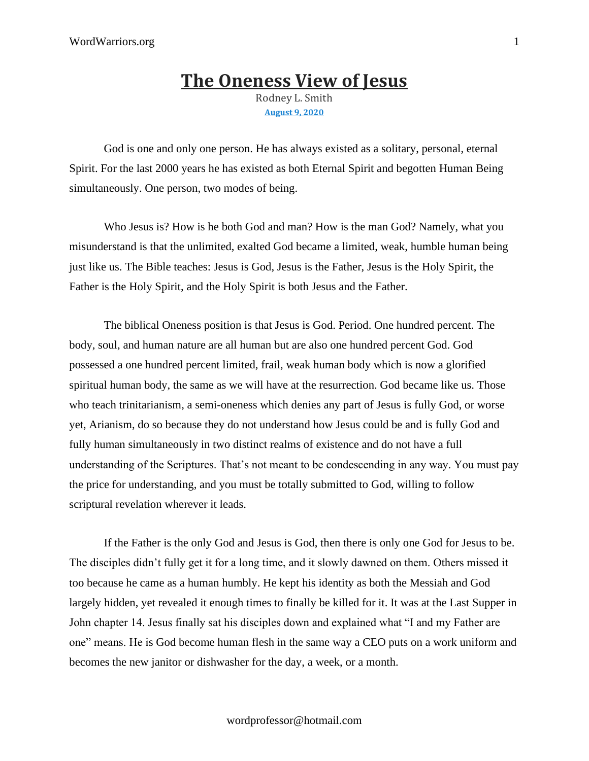# The Oneness View of Jesus

Rodney L. Smith

August 9, 2020

God is one and only one person. He has always existed as a solitary, personal, eternal Spirit. For the last 2000 years he has existed as both Eternal Spirit and begotten Human Being simultaneously. One person, two modes of being.

Who Jesus is? How is he both God and man? How is the man God? Namely, what you misunderstand is that the unlimited, exalted God became a limited, weak, humble human being just like us. The Bible teaches: Jesus is God, Jesus is the Father, Jesus is the Holy Spirit, the Father is the Holy Spirit, and the Holy Spirit is both Jesus and the Father.

The biblical Oneness position is that Jesus is God. Period. One hundred percent. The body, soul, and human nature are all human but are also one hundred percent God. God possessed a one hundred percent limited, frail, weak human body which is now a glorified spiritual human body, the same as we will have at the resurrection. God became like us. Those who teach trinitarianism, a semi-oneness which denies any part of Jesus is fully God, or worse yet, Arianism, do so because they do not understand how Jesus could be and is fully God and fully human simultaneously in two distinct realms of existence and do not have a full understanding of the Scriptures. That's not meant to be condescending in any way. You must pay the price for understanding, and you must be totally submitted to God, willing to follow scriptural revelation wherever it leads.

If the Father is the only God and Jesus is God, then there is only one God for Jesus to be. The disciples didn't fully get it for a long time, and it slowly dawned on them. Others missed it too because he came as a human humbly. He kept his identity as both the Messiah and God largely hidden, yet revealed it enough times to finally be killed for it. It was at the Last Supper in John chapter 14. Jesus finally sat his disciples down and explained what "I and my Father are one" means. He is God become human flesh in the same way a CEO puts on a work uniform and becomes the new janitor or dishwasher for the day, a week, or a month.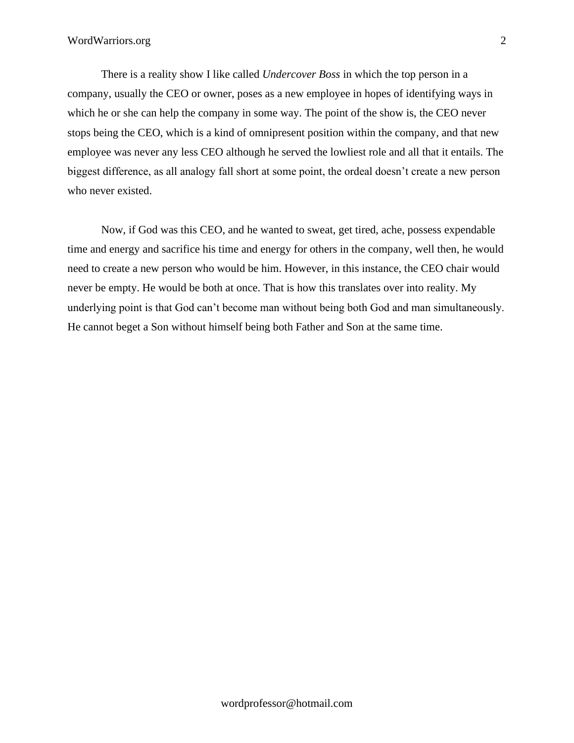There is a reality show I like called *Undercover Boss* in which the top person in a company, usually the CEO or owner, poses as a new employee in hopes of identifying ways in which he or she can help the company in some way. The point of the show is, the CEO never stops being the CEO, which is a kind of omnipresent position within the company, and that new employee was never any less CEO although he served the lowliest role and all that it entails. The biggest difference, as all analogy fall short at some point, the ordeal doesn't create a new person who never existed.

Now, if God was this CEO, and he wanted to sweat, get tired, ache, possess expendable time and energy and sacrifice his time and energy for others in the company, well then, he would need to create a new person who would be him. However, in this instance, the CEO chair would never be empty. He would be both at once. That is how this translates over into reality. My underlying point is that God can't become man without being both God and man simultaneously. He cannot beget a Son without himself being both Father and Son at the same time.